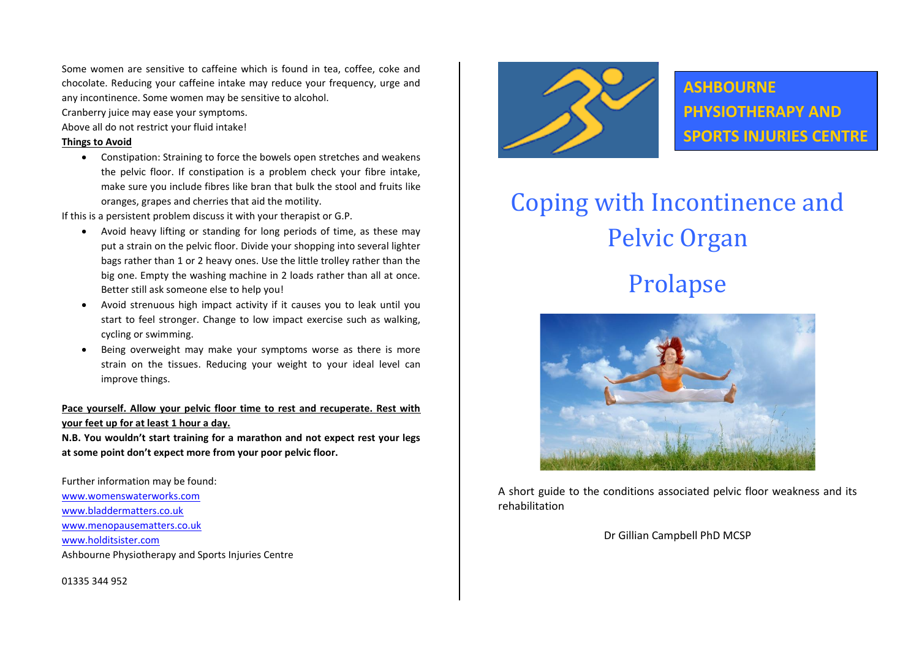Some women are sensitive to caffeine which is found in tea, coffee, coke and chocolate. Reducing your caffeine intake may reduce your frequency, urge and any incontinence. Some women may be sensitive to alcohol.

Cranberry juice may ease your symptoms.

Above all do not restrict your fluid intake!

**Things to Avoid**

- Constipation: Straining to force the bowels open stretches and weakens the pelvic floor. If constipation is a problem check your fibre intake, make sure you include fibres like bran that bulk the stool and fruits like oranges, grapes and cherries that aid the motility.

If this is a persistent problem discuss it with your therapist or G.P.

- Avoid heavy lifting or standing for long periods of time, as these may put a strain on the pelvic floor. Divide your shopping into several lighter bags rather than 1 or 2 heavy ones. Use the little trolley rather than the big one. Empty the washing machine in 2 loads rather than all at once. Better still ask someone else to help you!
- Avoid strenuous high impact activity if it causes you to leak until you start to feel stronger. Change to low impact exercise such as walking, cycling or swimming.
- Being overweight may make your symptoms worse as there is more strain on the tissues. Reducing your weight to your ideal level can improve things.

**Pace yourself. Allow your pelvic floor time to rest and recuperate. Rest with your feet up for at least 1 hour a day.**

**N.B. You wouldn't start training for a marathon and not expect rest your legs at some point don't expect more from your poor pelvic floor.**

Further information may be found:

www.womenswaterworks.com

www.bladdermatters.co.uk

www.menopausematters.co.uk

www.holditsister.com

Ashbourne Physiotherapy and Sports Injuries Centre

01335 344 952

**ASHBOURNE PHYSIOTHERAPY AND SPORTS INJURIES CENTRE**

# Coping with Incontinence and Pelvic Organ Prolapse

A short guide to the conditions associated pelvic floor weakness and its rehabilitation

Dr Gillian Campbell PhD MCSP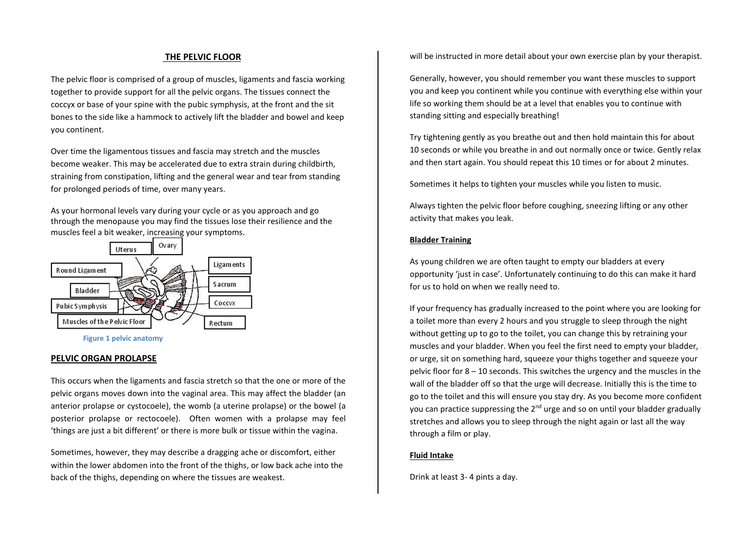## THE PELVIC FLOOR

The pelvic floor is comprised of a group of muscles, ligaments and fascia working together to provide support for all the pelvic organs. The tissues connect the coccyx or base of your spine with the pubic symphysis, at the front and the sit bones to the side like a hammock to actively lift the bladder and bowel and keep you continent.

Over time the ligamentous tissues and fascia may stretch and the muscles become weaker. This may be accelerated due to extra strain during childbirth, straining from constipation, lifting and the general wear and tear from standing for prolonged periods of time, over many years.

As your hormonal levels vary during your cycle or as you approach and go through the menopause you may find the tissues lose their resilience and the muscles feel a bit weaker, increasing your symptoms.

Uterus, Ovary, Round Ligament, Ligaments, Bladder, Sacrum, Pubic Symphysis, Coccyx, Muscles of the Pelvic Floor, Rectum

Figure 1 pelvic anatomy

## PELVIC ORGAN PROLAPSE

This occurs when the ligaments and fascia stretch so that the one or more of the pelvic organs moves down into the vaginal area. This may affect the bladder (an anterior prolapse or cystocoele), the womb (a uterine prolapse) or the bowel (a posterior prolapse or rectocoele). Often women with a prolapse may feel 'things are just a bit different' or there is more bulk or tissue within the vagina.

Sometimes, however, they may describe a dragging ache or discomfort, either within the lower abdomen into the front of the thighs, or low back ache into the back of the thighs, depending on where the tissues are weakest.

will be instructed in more detail about your own exercise plan by your therapist.

Generally, however, you should remember you want these muscles to support you and keep you continent while you continue with everything else within your life so working them should be at a level that enables you to continue with standing sitting and especially breathing!

Try tightening gently as you breathe out and then hold maintain this for about 10 seconds or while you breathe in and out normally once or twice. Gently relax and then start again. You should repeat this 10 times or for about 2 minutes.

Sometimes it helps to tighten your muscles while you listen to music.

Always tighten the pelvic floor before coughing, sneezing lifting or any other activity that makes you leak.

### Bladder Training

As young children we are often taught to empty our bladders at every opportunity 'just in case'. Unfortunately continuing to do this can make it hard for us to hold on when we really need to.

If your frequency has gradually increased to the point where you are looking for a toilet more than every 2 hours and you struggle to sleep through the night without getting up to go to the toilet, you can change this by retraining your muscles and your bladder. When you feel the first need to empty your bladder, or urge, sit on something hard, squeeze your thighs together and squeeze your pelvic floor for 8 – 10 seconds. This switches the urgency and the muscles in the wall of the bladder off so that the urge will decrease. Initially this is the time to go to the toilet and this will ensure you stay dry. As you become more confident you can practice suppressing the 2nd urge and so on until your bladder gradually stretches and allows you to sleep through the night again or last all the way through a film or play.

### Fluid Intake

Drink at least 3- 4 pints a day.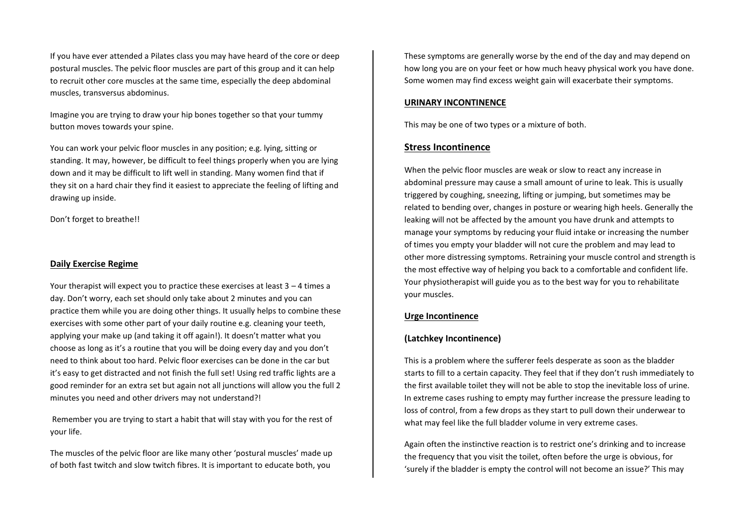If you have ever attended a Pilates class you may have heard of the core or deep postural muscles. The pelvic floor muscles are part of this group and it can help to recruit other core muscles at the same time, especially the deep abdominal muscles, transversus abdominus.

Imagine you are trying to draw your hip bones together so that your tummy button moves towards your spine.

You can work your pelvic floor muscles in any position; e.g. lying, sitting or standing. It may, however, be difficult to feel things properly when you are lying down and it may be difficult to lift well in standing. Many women find that if they sit on a hard chair they find it easiest to appreciate the feeling of lifting and drawing up inside.

Don't forget to breathe!!

## Daily Exercise Regime

Your therapist will expect you to practice these exercises at least 3 – 4 times a day. Don't worry, each set should only take about 2 minutes and you can practice them while you are doing other things. It usually helps to combine these exercises with some other part of your daily routine e.g. cleaning your teeth, applying your make up (and taking it off again!). It doesn't matter what you choose as long as it's a routine that you will be doing every day and you don't need to think about too hard. Pelvic floor exercises can be done in the car but it's easy to get distracted and not finish the full set! Using red traffic lights are a good reminder for an extra set but again not all junctions will allow you the full 2 minutes you need and other drivers may not understand?!

Remember you are trying to start a habit that will stay with you for the rest of your life.

The muscles of the pelvic floor are like many other 'postural muscles' made up of both fast twitch and slow twitch fibres. It is important to educate both, you

These symptoms are generally worse by the end of the day and may depend on how long you are on your feet or how much heavy physical work you have done. Some women may find excess weight gain will exacerbate their symptoms.

## URINARY INCONTINENCE

This may be one of two types or a mixture of both.

### Stress Incontinence

When the pelvic floor muscles are weak or slow to react any increase in abdominal pressure may cause a small amount of urine to leak. This is usually triggered by coughing, sneezing, lifting or jumping, but sometimes may be related to bending over, changes in posture or wearing high heels. Generally the leaking will not be affected by the amount you have drunk and attempts to manage your symptoms by reducing your fluid intake or increasing the number of times you empty your bladder will not cure the problem and may lead to other more distressing symptoms. Retraining your muscle control and strength is the most effective way of helping you back to a comfortable and confident life. Your physiotherapist will guide you as to the best way for you to rehabilitate your muscles.

### Urge Incontinence

**(Latchkey Incontinence)**

This is a problem where the sufferer feels desperate as soon as the bladder starts to fill to a certain capacity. They feel that if they don't rush immediately to the first available toilet they will not be able to stop the inevitable loss of urine. In extreme cases rushing to empty may further increase the pressure leading to loss of control, from a few drops as they start to pull down their underwear to what may feel like the full bladder volume in very extreme cases.

Again often the instinctive reaction is to restrict one's drinking and to increase the frequency that you visit the toilet, often before the urge is obvious, for 'surely if the bladder is empty the control will not become an issue?' This may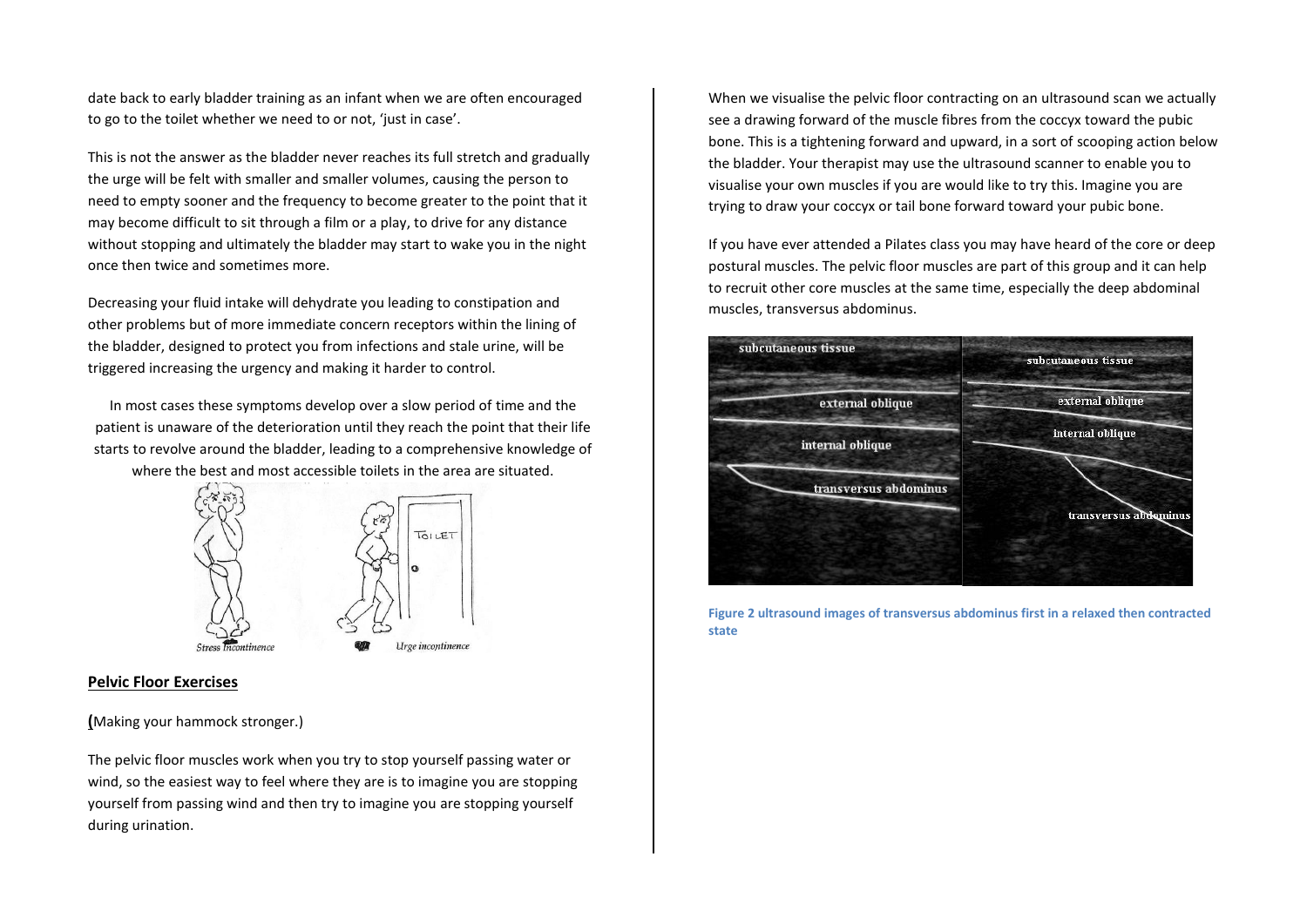date back to early bladder training as an infant when we are often encouraged to go to the toilet whether we need to or not, 'just in case'.

This is not the answer as the bladder never reaches its full stretch and gradually the urge will be felt with smaller and smaller volumes, causing the person to need to empty sooner and the frequency to become greater to the point that it may become difficult to sit through a film or a play, to drive for any distance without stopping and ultimately the bladder may start to wake you in the night once then twice and sometimes more.

Decreasing your fluid intake will dehydrate you leading to constipation and other problems but of more immediate concern receptors within the lining of the bladder, designed to protect you from infections and stale urine, will be triggered increasing the urgency and making it harder to control.

In most cases these symptoms develop over a slow period of time and the patient is unaware of the deterioration until they reach the point that their life starts to revolve around the bladder, leading to a comprehensive knowledge of where the best and most accessible toilets in the area are situated.

Stress Incontinence

Urge incontinence

## Pelvic Floor Exercises

(Making your hammock stronger.)

The pelvic floor muscles work when you try to stop yourself passing water or wind, so the easiest way to feel where they are is to imagine you are stopping yourself from passing wind and then try to imagine you are stopping yourself during urination.

When we visualise the pelvic floor contracting on an ultrasound scan we actually see a drawing forward of the muscle fibres from the coccyx toward the pubic bone. This is a tightening forward and upward, in a sort of scooping action below the bladder. Your therapist may use the ultrasound scanner to enable you to visualise your own muscles if you are would like to try this. Imagine you are trying to draw your coccyx or tail bone forward toward your pubic bone.

If you have ever attended a Pilates class you may have heard of the core or deep postural muscles. The pelvic floor muscles are part of this group and it can help to recruit other core muscles at the same time, especially the deep abdominal muscles, transversus abdominus.

subcutaneous tissue

external oblique

internal oblique

transversus abdominus

subcutaneous tissue

external oblique

internal oblique

transversus abdominus

**Figure 2 ultrasound images of transversus abdominus first in a relaxed then contracted state**